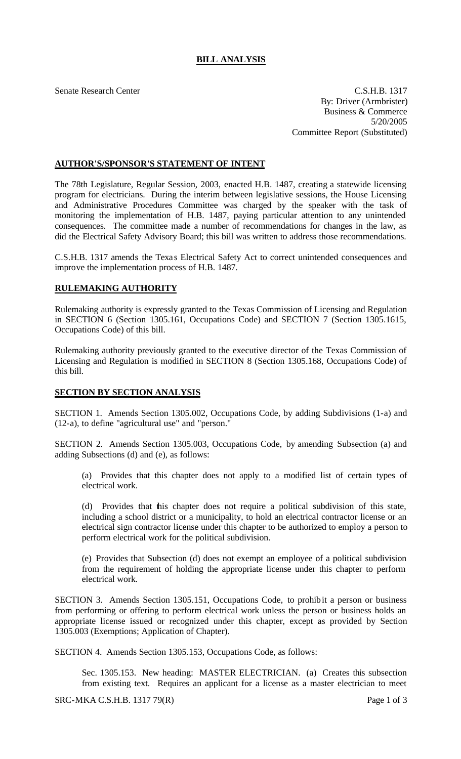# BILL ANALYSIS

Senate Research Center

C.S.H.B. 1317
By: Driver (Armbrister)
Business & Commerce
5/20/2005
Committee Report (Substituted)

## AUTHOR'S/SPONSOR'S STATEMENT OF INTENT

The 78th Legislature, Regular Session, 2003, enacted H.B. 1487, creating a statewide licensing program for electricians. During the interim between legislative sessions, the House Licensing and Administrative Procedures Committee was charged by the speaker with the task of monitoring the implementation of H.B. 1487, paying particular attention to any unintended consequences. The committee made a number of recommendations for changes in the law, as did the Electrical Safety Advisory Board; this bill was written to address those recommendations.

C.S.H.B. 1317 amends the Texas Electrical Safety Act to correct unintended consequences and improve the implementation process of H.B. 1487.

## RULEMAKING AUTHORITY

Rulemaking authority is expressly granted to the Texas Commission of Licensing and Regulation in SECTION 6 (Section 1305.161, Occupations Code) and SECTION 7 (Section 1305.1615, Occupations Code) of this bill.

Rulemaking authority previously granted to the executive director of the Texas Commission of Licensing and Regulation is modified in SECTION 8 (Section 1305.168, Occupations Code) of this bill.

## SECTION BY SECTION ANALYSIS

SECTION 1. Amends Section 1305.002, Occupations Code, by adding Subdivisions (1-a) and (12-a), to define "agricultural use" and "person."

SECTION 2. Amends Section 1305.003, Occupations Code, by amending Subsection (a) and adding Subsections (d) and (e), as follows:

(a) Provides that this chapter does not apply to a modified list of certain types of electrical work.

(d) Provides that this chapter does not require a political subdivision of this state, including a school district or a municipality, to hold an electrical contractor license or an electrical sign contractor license under this chapter to be authorized to employ a person to perform electrical work for the political subdivision.

(e) Provides that Subsection (d) does not exempt an employee of a political subdivision from the requirement of holding the appropriate license under this chapter to perform electrical work.

SECTION 3. Amends Section 1305.151, Occupations Code, to prohibit a person or business from performing or offering to perform electrical work unless the person or business holds an appropriate license issued or recognized under this chapter, except as provided by Section 1305.003 (Exemptions; Application of Chapter).

SECTION 4. Amends Section 1305.153, Occupations Code, as follows:

Sec. 1305.153. New heading: MASTER ELECTRICIAN. (a) Creates this subsection from existing text. Requires an applicant for a license as a master electrician to meet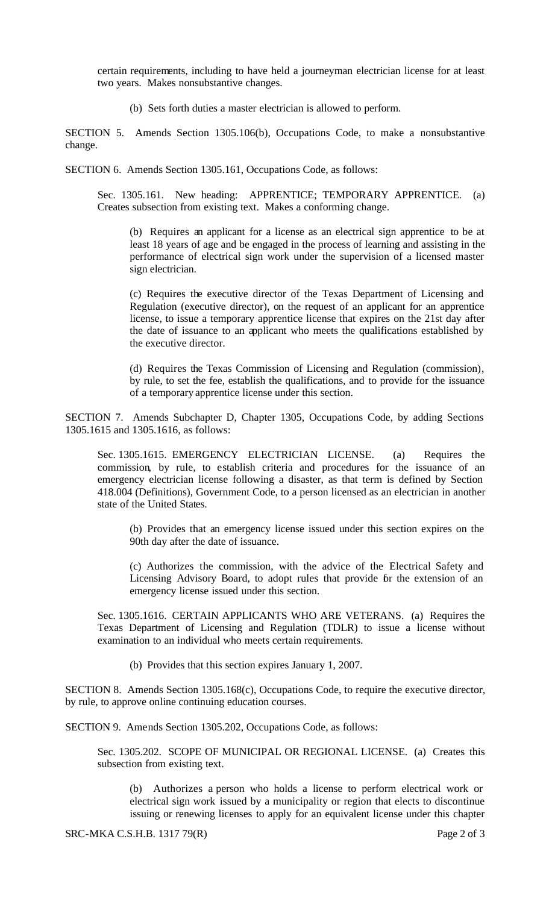certain requirements, including to have held a journeyman electrician license for at least two years. Makes nonsubstantive changes.

(b) Sets forth duties a master electrician is allowed to perform.

SECTION 5. Amends Section 1305.106(b), Occupations Code, to make a nonsubstantive change.

SECTION 6. Amends Section 1305.161, Occupations Code, as follows:

Sec. 1305.161. New heading: APPRENTICE; TEMPORARY APPRENTICE. (a) Creates subsection from existing text. Makes a conforming change.

(b) Requires an applicant for a license as an electrical sign apprentice to be at least 18 years of age and be engaged in the process of learning and assisting in the performance of electrical sign work under the supervision of a licensed master sign electrician.

(c) Requires the executive director of the Texas Department of Licensing and Regulation (executive director), on the request of an applicant for an apprentice license, to issue a temporary apprentice license that expires on the 21st day after the date of issuance to an applicant who meets the qualifications established by the executive director.

(d) Requires the Texas Commission of Licensing and Regulation (commission), by rule, to set the fee, establish the qualifications, and to provide for the issuance of a temporary apprentice license under this section.

SECTION 7. Amends Subchapter D, Chapter 1305, Occupations Code, by adding Sections 1305.1615 and 1305.1616, as follows:

Sec. 1305.1615. EMERGENCY ELECTRICIAN LICENSE. (a) Requires the commission, by rule, to establish criteria and procedures for the issuance of an emergency electrician license following a disaster, as that term is defined by Section 418.004 (Definitions), Government Code, to a person licensed as an electrician in another state of the United States.

(b) Provides that an emergency license issued under this section expires on the 90th day after the date of issuance.

(c) Authorizes the commission, with the advice of the Electrical Safety and Licensing Advisory Board, to adopt rules that provide for the extension of an emergency license issued under this section.

Sec. 1305.1616. CERTAIN APPLICANTS WHO ARE VETERANS. (a) Requires the Texas Department of Licensing and Regulation (TDLR) to issue a license without examination to an individual who meets certain requirements.

(b) Provides that this section expires January 1, 2007.

SECTION 8. Amends Section 1305.168(c), Occupations Code, to require the executive director, by rule, to approve online continuing education courses.

SECTION 9. Amends Section 1305.202, Occupations Code, as follows:

Sec. 1305.202. SCOPE OF MUNICIPAL OR REGIONAL LICENSE. (a) Creates this subsection from existing text.

(b) Authorizes a person who holds a license to perform electrical work or electrical sign work issued by a municipality or region that elects to discontinue issuing or renewing licenses to apply for an equivalent license under this chapter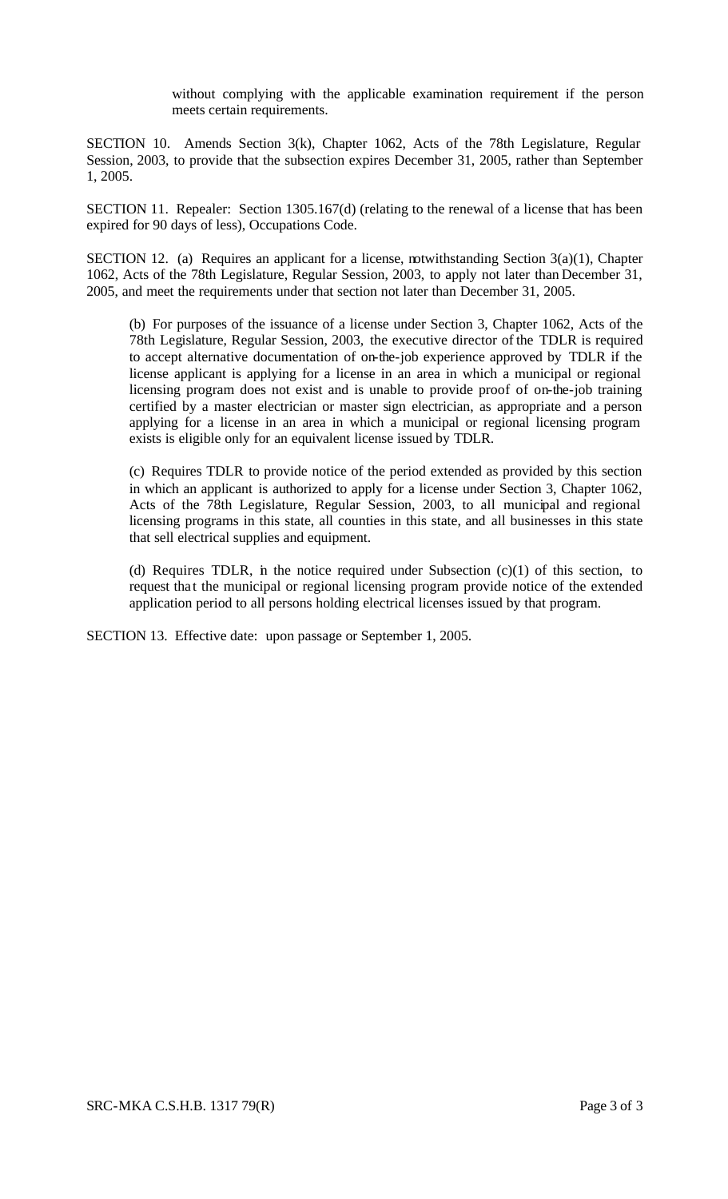without complying with the applicable examination requirement if the person meets certain requirements.

SECTION 10. Amends Section 3(k), Chapter 1062, Acts of the 78th Legislature, Regular Session, 2003, to provide that the subsection expires December 31, 2005, rather than September 1, 2005.

SECTION 11. Repealer: Section 1305.167(d) (relating to the renewal of a license that has been expired for 90 days of less), Occupations Code.

SECTION 12. (a) Requires an applicant for a license, notwithstanding Section 3(a)(1), Chapter 1062, Acts of the 78th Legislature, Regular Session, 2003, to apply not later than December 31, 2005, and meet the requirements under that section not later than December 31, 2005.

(b) For purposes of the issuance of a license under Section 3, Chapter 1062, Acts of the 78th Legislature, Regular Session, 2003, the executive director of the TDLR is required to accept alternative documentation of on-the-job experience approved by TDLR if the license applicant is applying for a license in an area in which a municipal or regional licensing program does not exist and is unable to provide proof of on-the-job training certified by a master electrician or master sign electrician, as appropriate and a person applying for a license in an area in which a municipal or regional licensing program exists is eligible only for an equivalent license issued by TDLR.

(c) Requires TDLR to provide notice of the period extended as provided by this section in which an applicant is authorized to apply for a license under Section 3, Chapter 1062, Acts of the 78th Legislature, Regular Session, 2003, to all municipal and regional licensing programs in this state, all counties in this state, and all businesses in this state that sell electrical supplies and equipment.

(d) Requires TDLR, in the notice required under Subsection (c)(1) of this section, to request that the municipal or regional licensing program provide notice of the extended application period to all persons holding electrical licenses issued by that program.

SECTION 13. Effective date: upon passage or September 1, 2005.